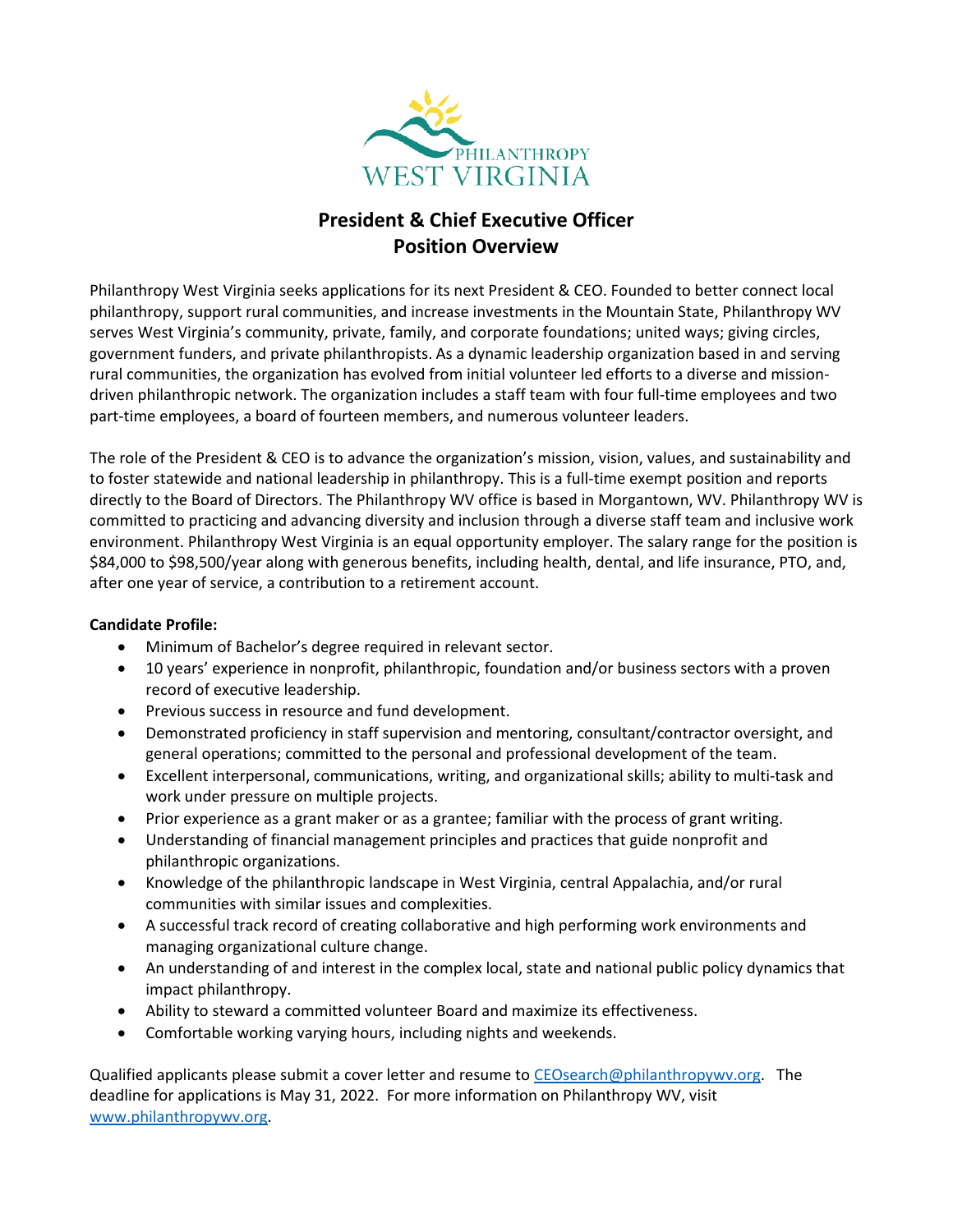PHILANTHROPY WEST VIRGINIA

# President & Chief Executive Officer
## Position Overview

Philanthropy West Virginia seeks applications for its next President & CEO. Founded to better connect local philanthropy, support rural communities, and increase investments in the Mountain State, Philanthropy WV serves West Virginia's community, private, family, and corporate foundations; united ways; giving circles, government funders, and private philanthropists. As a dynamic leadership organization based in and serving rural communities, the organization has evolved from initial volunteer led efforts to a diverse and mission-driven philanthropic network. The organization includes a staff team with four full-time employees and two part-time employees, a board of fourteen members, and numerous volunteer leaders.

The role of the President & CEO is to advance the organization's mission, vision, values, and sustainability and to foster statewide and national leadership in philanthropy. This is a full-time exempt position and reports directly to the Board of Directors. The Philanthropy WV office is based in Morgantown, WV. Philanthropy WV is committed to practicing and advancing diversity and inclusion through a diverse staff team and inclusive work environment. Philanthropy West Virginia is an equal opportunity employer. The salary range for the position is $84,000 to $98,500/year along with generous benefits, including health, dental, and life insurance, PTO, and, after one year of service, a contribution to a retirement account.

**Candidate Profile:**

- Minimum of Bachelor's degree required in relevant sector.
- 10 years' experience in nonprofit, philanthropic, foundation and/or business sectors with a proven record of executive leadership.
- Previous success in resource and fund development.
- Demonstrated proficiency in staff supervision and mentoring, consultant/contractor oversight, and general operations; committed to the personal and professional development of the team.
- Excellent interpersonal, communications, writing, and organizational skills; ability to multi-task and work under pressure on multiple projects.
- Prior experience as a grant maker or as a grantee; familiar with the process of grant writing.
- Understanding of financial management principles and practices that guide nonprofit and philanthropic organizations.
- Knowledge of the philanthropic landscape in West Virginia, central Appalachia, and/or rural communities with similar issues and complexities.
- A successful track record of creating collaborative and high performing work environments and managing organizational culture change.
- An understanding of and interest in the complex local, state and national public policy dynamics that impact philanthropy.
- Ability to steward a committed volunteer Board and maximize its effectiveness.
- Comfortable working varying hours, including nights and weekends.

Qualified applicants please submit a cover letter and resume to CEOsearch@philanthropywv.org. The deadline for applications is May 31, 2022. For more information on Philanthropy WV, visit www.philanthropywv.org.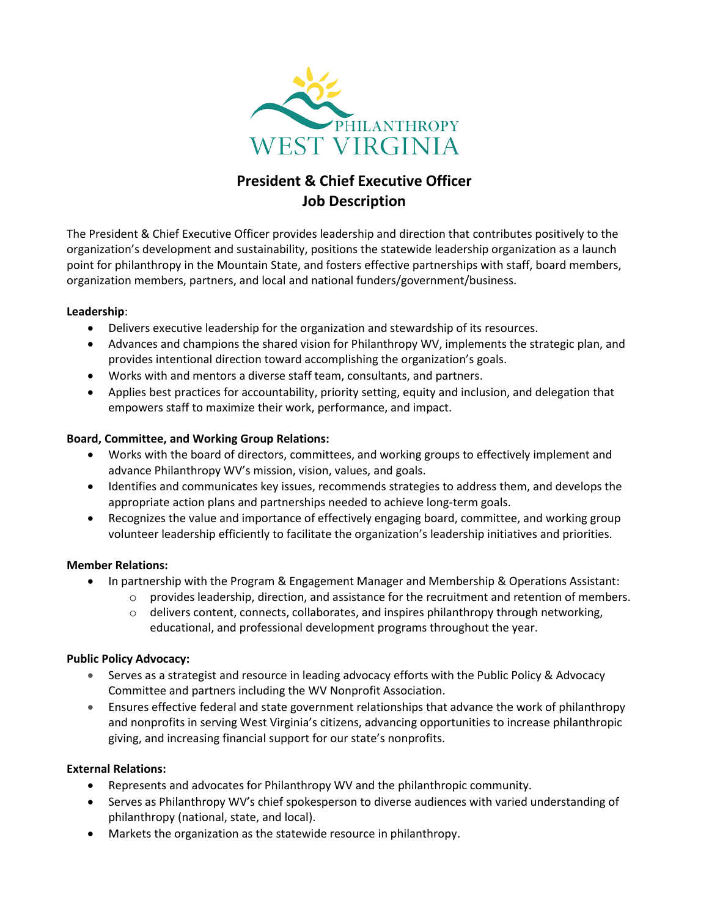# President & Chief Executive Officer
## Job Description

The President & Chief Executive Officer provides leadership and direction that contributes positively to the organization's development and sustainability, positions the statewide leadership organization as a launch point for philanthropy in the Mountain State, and fosters effective partnerships with staff, board members, organization members, partners, and local and national funders/government/business.

**Leadership**:

- Delivers executive leadership for the organization and stewardship of its resources.
- Advances and champions the shared vision for Philanthropy WV, implements the strategic plan, and provides intentional direction toward accomplishing the organization's goals.
- Works with and mentors a diverse staff team, consultants, and partners.
- Applies best practices for accountability, priority setting, equity and inclusion, and delegation that empowers staff to maximize their work, performance, and impact.

**Board, Committee, and Working Group Relations:**

- Works with the board of directors, committees, and working groups to effectively implement and advance Philanthropy WV's mission, vision, values, and goals.
- Identifies and communicates key issues, recommends strategies to address them, and develops the appropriate action plans and partnerships needed to achieve long-term goals.
- Recognizes the value and importance of effectively engaging board, committee, and working group volunteer leadership efficiently to facilitate the organization's leadership initiatives and priorities.

**Member Relations:**

- In partnership with the Program & Engagement Manager and Membership & Operations Assistant:
  - provides leadership, direction, and assistance for the recruitment and retention of members.
  - delivers content, connects, collaborates, and inspires philanthropy through networking, educational, and professional development programs throughout the year.

**Public Policy Advocacy:**

- Serves as a strategist and resource in leading advocacy efforts with the Public Policy & Advocacy Committee and partners including the WV Nonprofit Association.
- Ensures effective federal and state government relationships that advance the work of philanthropy and nonprofits in serving West Virginia's citizens, advancing opportunities to increase philanthropic giving, and increasing financial support for our state's nonprofits.

**External Relations:**

- Represents and advocates for Philanthropy WV and the philanthropic community.
- Serves as Philanthropy WV's chief spokesperson to diverse audiences with varied understanding of philanthropy (national, state, and local).
- Markets the organization as the statewide resource in philanthropy.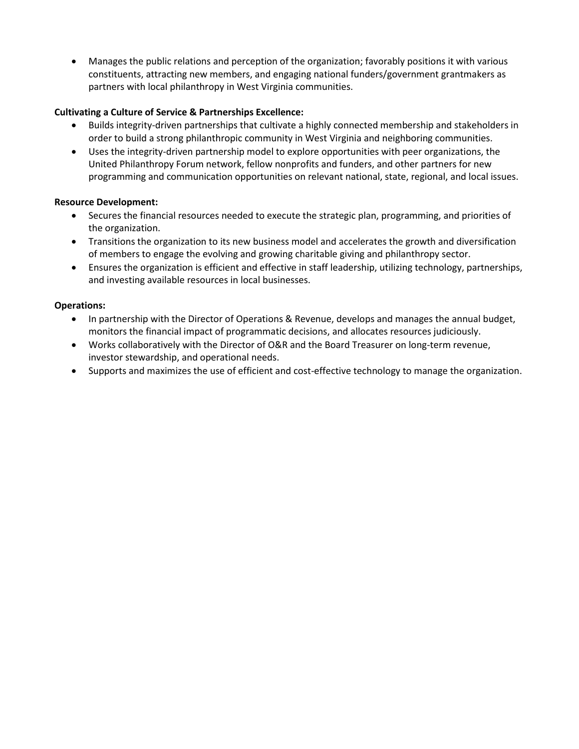- Manages the public relations and perception of the organization; favorably positions it with various constituents, attracting new members, and engaging national funders/government grantmakers as partners with local philanthropy in West Virginia communities.

**Cultivating a Culture of Service & Partnerships Excellence:**

- Builds integrity-driven partnerships that cultivate a highly connected membership and stakeholders in order to build a strong philanthropic community in West Virginia and neighboring communities.
- Uses the integrity-driven partnership model to explore opportunities with peer organizations, the United Philanthropy Forum network, fellow nonprofits and funders, and other partners for new programming and communication opportunities on relevant national, state, regional, and local issues.

**Resource Development:**

- Secures the financial resources needed to execute the strategic plan, programming, and priorities of the organization.
- Transitions the organization to its new business model and accelerates the growth and diversification of members to engage the evolving and growing charitable giving and philanthropy sector.
- Ensures the organization is efficient and effective in staff leadership, utilizing technology, partnerships, and investing available resources in local businesses.

**Operations:**

- In partnership with the Director of Operations & Revenue, develops and manages the annual budget, monitors the financial impact of programmatic decisions, and allocates resources judiciously.
- Works collaboratively with the Director of O&R and the Board Treasurer on long-term revenue, investor stewardship, and operational needs.
- Supports and maximizes the use of efficient and cost-effective technology to manage the organization.